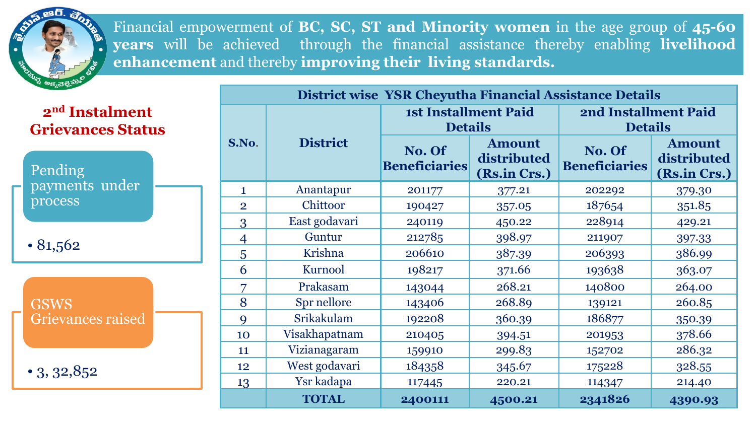Financial empowerment of **BC, SC, ST and Minority women** in the age group of **45-60 years** will be achieved through the financial assistance thereby enabling **livelihood enhancement** and thereby **improving their living standards.**

## 2nd Instalment Grievances Status

**Pending payments under process**

- 81,562

**GSWS Grievances raised**

- 3, 32,852

| District wise YSR Cheyutha Financial Assistance Details | | | | | |
|---|---|---|---|---|---|
| S.No. | District | 1st Installment Paid Details | | 2nd Installment Paid Details | |
| | | No. Of Beneficiaries | Amount distributed (Rs.in Crs.) | No. Of Beneficiaries | Amount distributed (Rs.in Crs.) |
| 1 | Anantapur | 201177 | 377.21 | 202292 | 379.30 |
| 2 | Chittoor | 190427 | 357.05 | 187654 | 351.85 |
| 3 | East godavari | 240119 | 450.22 | 228914 | 429.21 |
| 4 | Guntur | 212785 | 398.97 | 211907 | 397.33 |
| 5 | Krishna | 206610 | 387.39 | 206393 | 386.99 |
| 6 | Kurnool | 198217 | 371.66 | 193638 | 363.07 |
| 7 | Prakasam | 143044 | 268.21 | 140800 | 264.00 |
| 8 | Spr nellore | 143406 | 268.89 | 139121 | 260.85 |
| 9 | Srikakulam | 192208 | 360.39 | 186877 | 350.39 |
| 10 | Visakhapatnam | 210405 | 394.51 | 201953 | 378.66 |
| 11 | Vizianagaram | 159910 | 299.83 | 152702 | 286.32 |
| 12 | West godavari | 184358 | 345.67 | 175228 | 328.55 |
| 13 | Ysr kadapa | 117445 | 220.21 | 114347 | 214.40 |
| | **TOTAL** | **2400111** | **4500.21** | **2341826** | **4390.93** |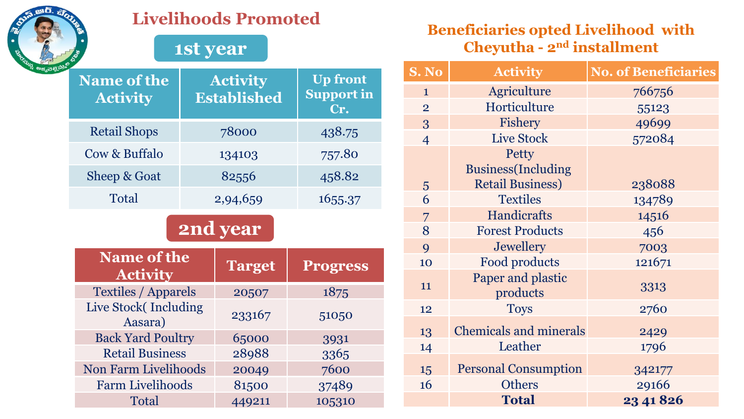# Livelihoods Promoted

## 1st year

| Name of the Activity | Activity Established | Up front Support in Cr. |
|---|---|---|
| Retail Shops | 78000 | 438.75 |
| Cow & Buffalo | 134103 | 757.80 |
| Sheep & Goat | 82556 | 458.82 |
| Total | 2,94,659 | 1655.37 |

## 2nd year

| Name of the Activity | Target | Progress |
|---|---|---|
| Textiles / Apparels | 20507 | 1875 |
| Live Stock( Including Aasara) | 233167 | 51050 |
| Back Yard Poultry | 65000 | 3931 |
| Retail Business | 28988 | 3365 |
| Non Farm Livelihoods | 20049 | 7600 |
| Farm Livelihoods | 81500 | 37489 |
| Total | 449211 | 105310 |

## Beneficiaries opted Livelihood with Cheyutha - 2nd installment

| S. No | Activity | No. of Beneficiaries |
|---|---|---|
| 1 | Agriculture | 766756 |
| 2 | Horticulture | 55123 |
| 3 | Fishery | 49699 |
| 4 | Live Stock | 572084 |
| 5 | Petty Business(Including Retail Business) | 238088 |
| 6 | Textiles | 134789 |
| 7 | Handicrafts | 14516 |
| 8 | Forest Products | 456 |
| 9 | Jewellery | 7003 |
| 10 | Food products | 121671 |
| 11 | Paper and plastic products | 3313 |
| 12 | Toys | 2760 |
| 13 | Chemicals and minerals | 2429 |
| 14 | Leather | 1796 |
| 15 | Personal Consumption | 342177 |
| 16 | Others | 29166 |
| | **Total** | **23 41 826** |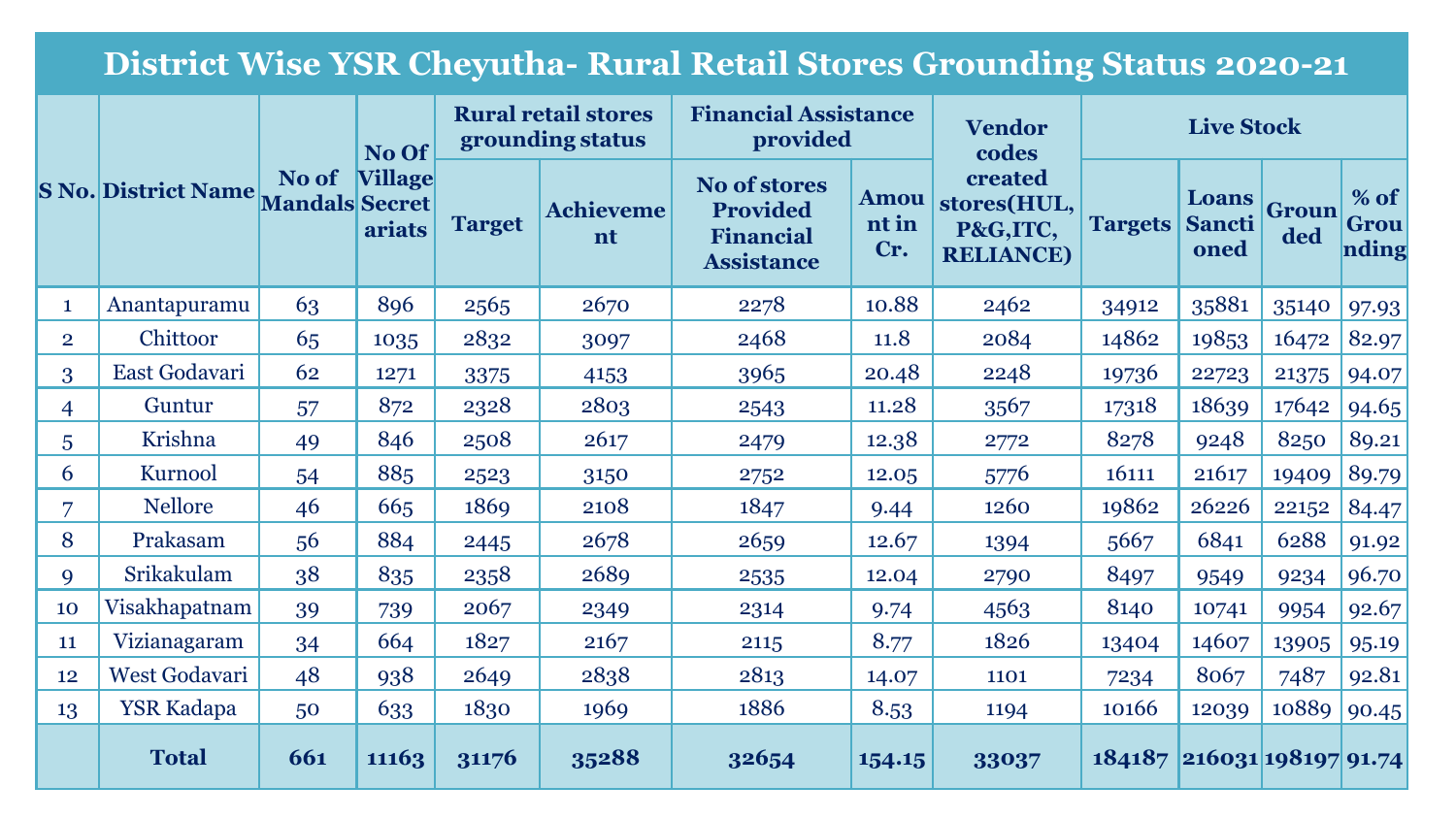# District Wise YSR Cheyutha- Rural Retail Stores Grounding Status 2020-21

| S No. | District Name | No of Mandals | No Of Village Secretariats | Rural retail stores grounding status | | Financial Assistance provided | | Vendor codes created stores(HUL, P&G,ITC, RELIANCE) | Live Stock | | | |
|---|---|---|---|---|---|---|---|---|---|---|---|---|
| | | | | Target | Achievement | No of stores Provided Financial Assistance | Amount in Cr. | | Targets | Loans Sanctioned | Grounded | % of Grounding |
| 1 | Anantapuramu | 63 | 896 | 2565 | 2670 | 2278 | 10.88 | 2462 | 34912 | 35881 | 35140 | 97.93 |
| 2 | Chittoor | 65 | 1035 | 2832 | 3097 | 2468 | 11.8 | 2084 | 14862 | 19853 | 16472 | 82.97 |
| 3 | East Godavari | 62 | 1271 | 3375 | 4153 | 3965 | 20.48 | 2248 | 19736 | 22723 | 21375 | 94.07 |
| 4 | Guntur | 57 | 872 | 2328 | 2803 | 2543 | 11.28 | 3567 | 17318 | 18639 | 17642 | 94.65 |
| 5 | Krishna | 49 | 846 | 2508 | 2617 | 2479 | 12.38 | 2772 | 8278 | 9248 | 8250 | 89.21 |
| 6 | Kurnool | 54 | 885 | 2523 | 3150 | 2752 | 12.05 | 5776 | 16111 | 21617 | 19409 | 89.79 |
| 7 | Nellore | 46 | 665 | 1869 | 2108 | 1847 | 9.44 | 1260 | 19862 | 26226 | 22152 | 84.47 |
| 8 | Prakasam | 56 | 884 | 2445 | 2678 | 2659 | 12.67 | 1394 | 5667 | 6841 | 6288 | 91.92 |
| 9 | Srikakulam | 38 | 835 | 2358 | 2689 | 2535 | 12.04 | 2790 | 8497 | 9549 | 9234 | 96.70 |
| 10 | Visakhapatnam | 39 | 739 | 2067 | 2349 | 2314 | 9.74 | 4563 | 8140 | 10741 | 9954 | 92.67 |
| 11 | Vizianagaram | 34 | 664 | 1827 | 2167 | 2115 | 8.77 | 1826 | 13404 | 14607 | 13905 | 95.19 |
| 12 | West Godavari | 48 | 938 | 2649 | 2838 | 2813 | 14.07 | 1101 | 7234 | 8067 | 7487 | 92.81 |
| 13 | YSR Kadapa | 50 | 633 | 1830 | 1969 | 1886 | 8.53 | 1194 | 10166 | 12039 | 10889 | 90.45 |
| | **Total** | **661** | **11163** | **31176** | **35288** | **32654** | **154.15** | **33037** | **184187** | **216031** | **198197** | **91.74** |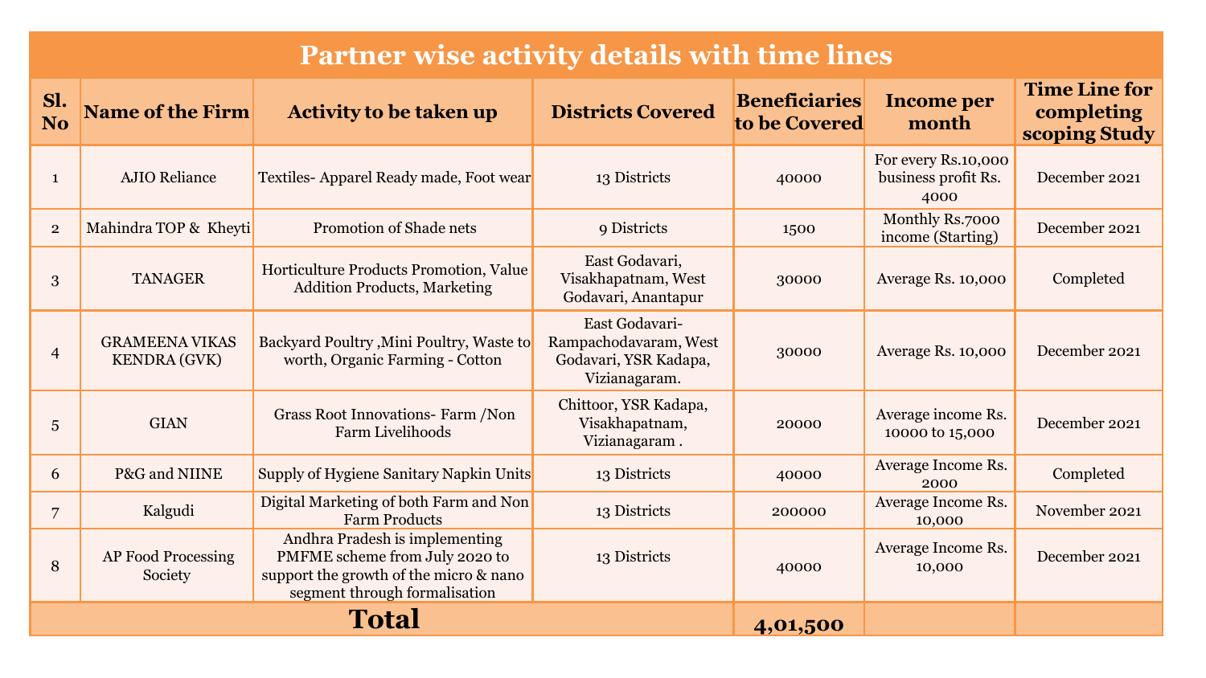# Partner wise activity details with time lines

| Sl. No | Name of the Firm | Activity to be taken up | Districts Covered | Beneficiaries to be Covered | Income per month | Time Line for completing scoping Study |
|---|---|---|---|---|---|---|
| 1 | AJIO Reliance | Textiles- Apparel Ready made, Foot wear | 13 Districts | 40000 | For every Rs.10,000 business profit Rs. 4000 | December 2021 |
| 2 | Mahindra TOP & Kheyti | Promotion of Shade nets | 9 Districts | 1500 | Monthly Rs.7000 income (Starting) | December 2021 |
| 3 | TANAGER | Horticulture Products Promotion, Value Addition Products, Marketing | East Godavari, Visakhapatnam, West Godavari, Anantapur | 30000 | Average Rs. 10,000 | Completed |
| 4 | GRAMEENA VIKAS KENDRA (GVK) | Backyard Poultry ,Mini Poultry, Waste to worth, Organic Farming - Cotton | East Godavari- Rampachodavaram, West Godavari, YSR Kadapa, Vizianagaram. | 30000 | Average Rs. 10,000 | December 2021 |
| 5 | GIAN | Grass Root Innovations- Farm /Non Farm Livelihoods | Chittoor, YSR Kadapa, Visakhapatnam, Vizianagaram . | 20000 | Average income Rs. 10000 to 15,000 | December 2021 |
| 6 | P&G and NIINE | Supply of Hygiene Sanitary Napkin Units | 13 Districts | 40000 | Average Income Rs. 2000 | Completed |
| 7 | Kalgudi | Digital Marketing of both Farm and Non Farm Products | 13 Districts | 200000 | Average Income Rs. 10,000 | November 2021 |
| 8 | AP Food Processing Society | Andhra Pradesh is implementing PMFME scheme from July 2020 to support the growth of the micro & nano segment through formalisation | 13 Districts | 40000 | Average Income Rs. 10,000 | December 2021 |
| **Total** | | | | **4,01,500** | | |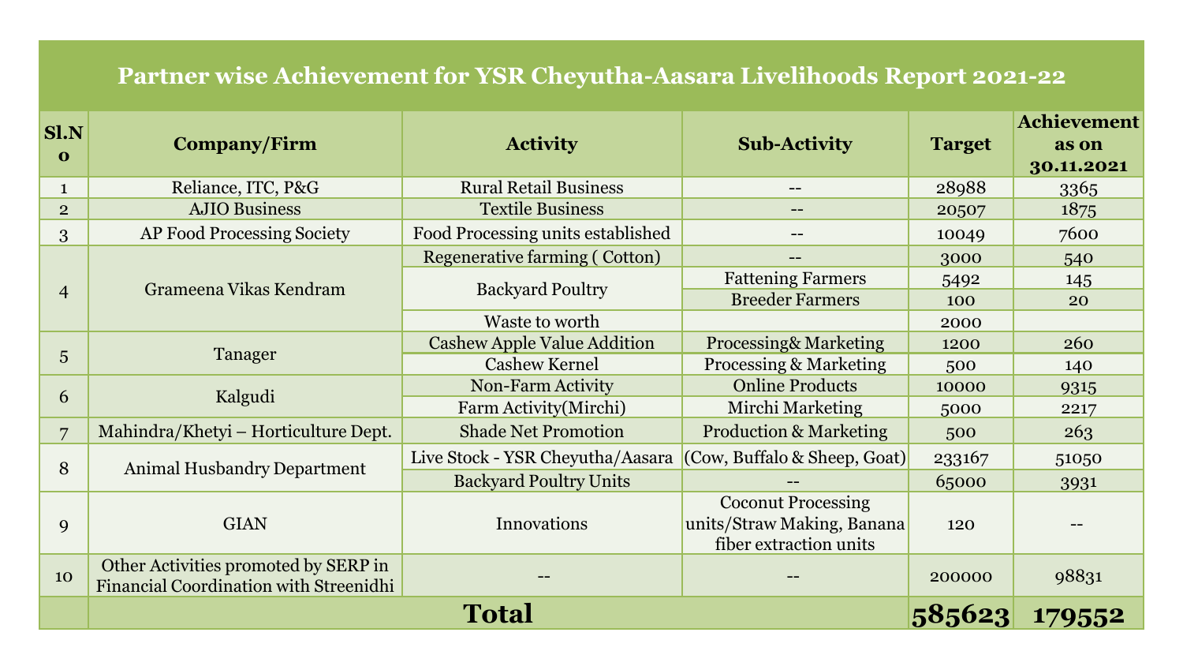# Partner wise Achievement for YSR Cheyutha-Aasara Livelihoods Report 2021-22

| Sl.No | Company/Firm | Activity | Sub-Activity | Target | Achievement as on 30.11.2021 |
|---|---|---|---|---|---|
| 1 | Reliance, ITC, P&G | Rural Retail Business | -- | 28988 | 3365 |
| 2 | AJIO Business | Textile Business | -- | 20507 | 1875 |
| 3 | AP Food Processing Society | Food Processing units established | -- | 10049 | 7600 |
| 4 | Grameena Vikas Kendram | Regenerative farming ( Cotton) | -- | 3000 | 540 |
| | | Backyard Poultry | Fattening Farmers | 5492 | 145 |
| | | | Breeder Farmers | 100 | 20 |
| | | Waste to worth | | 2000 | |
| 5 | Tanager | Cashew Apple Value Addition | Processing& Marketing | 1200 | 260 |
| | | Cashew Kernel | Processing & Marketing | 500 | 140 |
| 6 | Kalgudi | Non-Farm Activity | Online Products | 10000 | 9315 |
| | | Farm Activity(Mirchi) | Mirchi Marketing | 5000 | 2217 |
| 7 | Mahindra/Khetyi – Horticulture Dept. | Shade Net Promotion | Production & Marketing | 500 | 263 |
| 8 | Animal Husbandry Department | Live Stock - YSR Cheyutha/Aasara | (Cow, Buffalo & Sheep, Goat) | 233167 | 51050 |
| | | Backyard Poultry Units | -- | 65000 | 3931 |
| 9 | GIAN | Innovations | Coconut Processing units/Straw Making, Banana fiber extraction units | 120 | -- |
| 10 | Other Activities promoted by SERP in Financial Coordination with Streenidhi | -- | -- | 200000 | 98831 |
| | **Total** | | | **585623** | **179552** |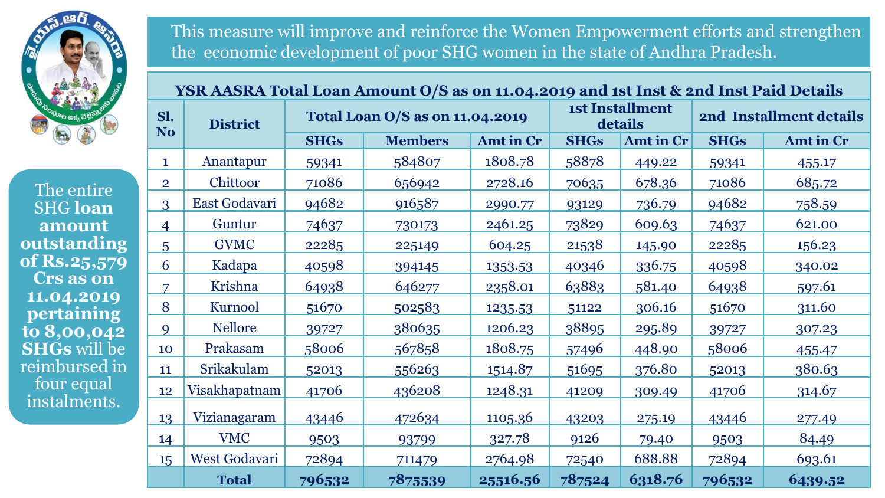This measure will improve and reinforce the Women Empowerment efforts and strengthen the economic development of poor SHG women in the state of Andhra Pradesh.

The entire SHG **loan amount outstanding of Rs.25,579 Crs as on 11.04.2019 pertaining to 8,00,042 SHGs** will be reimbursed in four equal instalments.

**YSR AASRA Total Loan Amount O/S as on 11.04.2019 and 1st Inst & 2nd Inst Paid Details**

| Sl. No | District | Total Loan O/S as on 11.04.2019 | | | 1st Installment details | | 2nd Installment details | |
|---|---|---|---|---|---|---|---|---|
| | | SHGs | Members | Amt in Cr | SHGs | Amt in Cr | SHGs | Amt in Cr |
| 1 | Anantapur | 59341 | 584807 | 1808.78 | 58878 | 449.22 | 59341 | 455.17 |
| 2 | Chittoor | 71086 | 656942 | 2728.16 | 70635 | 678.36 | 71086 | 685.72 |
| 3 | East Godavari | 94682 | 916587 | 2990.77 | 93129 | 736.79 | 94682 | 758.59 |
| 4 | Guntur | 74637 | 730173 | 2461.25 | 73829 | 609.63 | 74637 | 621.00 |
| 5 | GVMC | 22285 | 225149 | 604.25 | 21538 | 145.90 | 22285 | 156.23 |
| 6 | Kadapa | 40598 | 394145 | 1353.53 | 40346 | 336.75 | 40598 | 340.02 |
| 7 | Krishna | 64938 | 646277 | 2358.01 | 63883 | 581.40 | 64938 | 597.61 |
| 8 | Kurnool | 51670 | 502583 | 1235.53 | 51122 | 306.16 | 51670 | 311.60 |
| 9 | Nellore | 39727 | 380635 | 1206.23 | 38895 | 295.89 | 39727 | 307.23 |
| 10 | Prakasam | 58006 | 567858 | 1808.75 | 57496 | 448.90 | 58006 | 455.47 |
| 11 | Srikakulam | 52013 | 556263 | 1514.87 | 51695 | 376.80 | 52013 | 380.63 |
| 12 | Visakhapatnam | 41706 | 436208 | 1248.31 | 41209 | 309.49 | 41706 | 314.67 |
| 13 | Vizianagaram | 43446 | 472634 | 1105.36 | 43203 | 275.19 | 43446 | 277.49 |
| 14 | VMC | 9503 | 93799 | 327.78 | 9126 | 79.40 | 9503 | 84.49 |
| 15 | West Godavari | 72894 | 711479 | 2764.98 | 72540 | 688.88 | 72894 | 693.61 |
| | **Total** | **796532** | **7875539** | **25516.56** | **787524** | **6318.76** | **796532** | **6439.52** |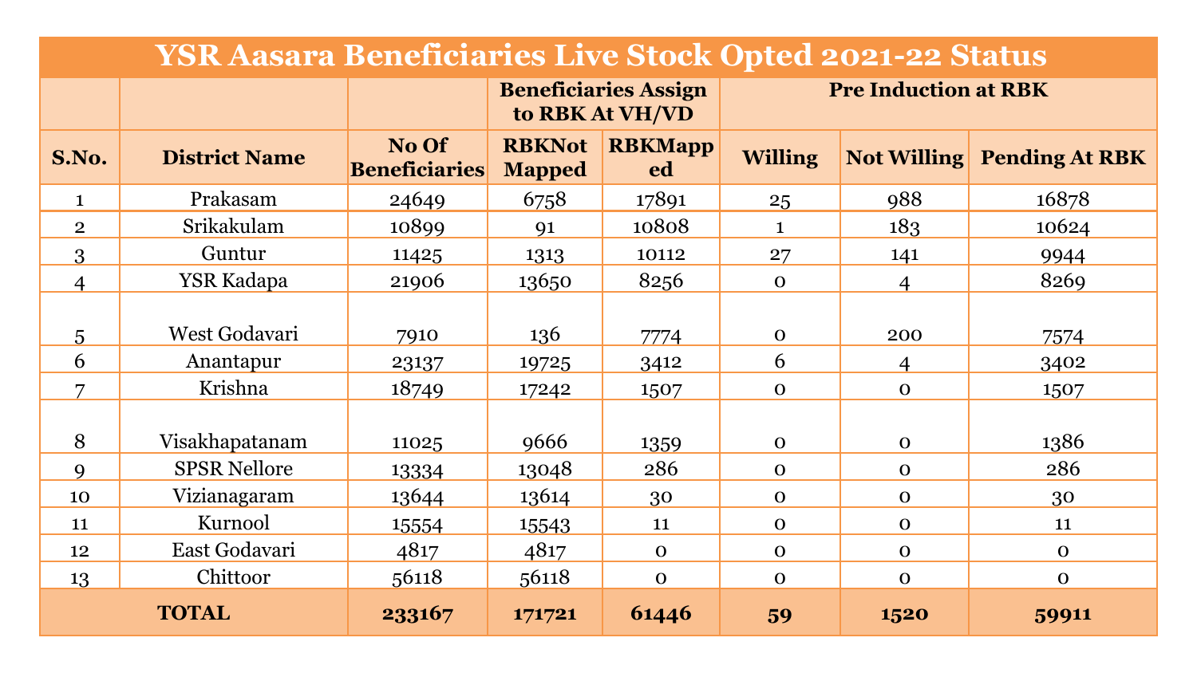| YSR Aasara Beneficiaries Live Stock Opted 2021-22 Status | | | | | | | |
|---|---|---|---|---|---|---|---|
| | | | Beneficiaries Assign to RBK At VH/VD | | Pre Induction at RBK | | |
| S.No. | District Name | No Of Beneficiaries | RBKNot Mapped | RBKMapped | Willing | Not Willing | Pending At RBK |
| 1 | Prakasam | 24649 | 6758 | 17891 | 25 | 988 | 16878 |
| 2 | Srikakulam | 10899 | 91 | 10808 | 1 | 183 | 10624 |
| 3 | Guntur | 11425 | 1313 | 10112 | 27 | 141 | 9944 |
| 4 | YSR Kadapa | 21906 | 13650 | 8256 | 0 | 4 | 8269 |
| 5 | West Godavari | 7910 | 136 | 7774 | 0 | 200 | 7574 |
| 6 | Anantapur | 23137 | 19725 | 3412 | 6 | 4 | 3402 |
| 7 | Krishna | 18749 | 17242 | 1507 | 0 | 0 | 1507 |
| 8 | Visakhapatanam | 11025 | 9666 | 1359 | 0 | 0 | 1386 |
| 9 | SPSR Nellore | 13334 | 13048 | 286 | 0 | 0 | 286 |
| 10 | Vizianagaram | 13644 | 13614 | 30 | 0 | 0 | 30 |
| 11 | Kurnool | 15554 | 15543 | 11 | 0 | 0 | 11 |
| 12 | East Godavari | 4817 | 4817 | 0 | 0 | 0 | 0 |
| 13 | Chittoor | 56118 | 56118 | 0 | 0 | 0 | 0 |
| **TOTAL** | | **233167** | **171721** | **61446** | **59** | **1520** | **59911** |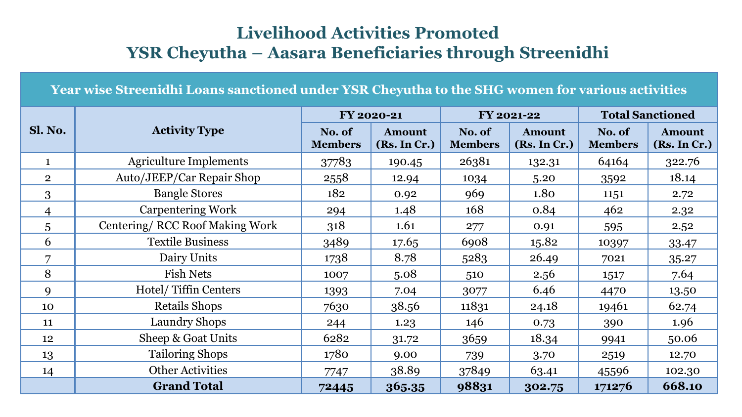# Livelihood Activities Promoted
# YSR Cheyutha – Aasara Beneficiaries through Streenidhi

| Year wise Streenidhi Loans sanctioned under YSR Cheyutha to the SHG women for various activities | | | | | | | |
|---|---|---|---|---|---|---|---|
| Sl. No. | Activity Type | FY 2020-21 | | FY 2021-22 | | Total Sanctioned | |
| | | No. of Members | Amount (Rs. In Cr.) | No. of Members | Amount (Rs. In Cr.) | No. of Members | Amount (Rs. In Cr.) |
| 1 | Agriculture Implements | 37783 | 190.45 | 26381 | 132.31 | 64164 | 322.76 |
| 2 | Auto/JEEP/Car Repair Shop | 2558 | 12.94 | 1034 | 5.20 | 3592 | 18.14 |
| 3 | Bangle Stores | 182 | 0.92 | 969 | 1.80 | 1151 | 2.72 |
| 4 | Carpentering Work | 294 | 1.48 | 168 | 0.84 | 462 | 2.32 |
| 5 | Centering/ RCC Roof Making Work | 318 | 1.61 | 277 | 0.91 | 595 | 2.52 |
| 6 | Textile Business | 3489 | 17.65 | 6908 | 15.82 | 10397 | 33.47 |
| 7 | Dairy Units | 1738 | 8.78 | 5283 | 26.49 | 7021 | 35.27 |
| 8 | Fish Nets | 1007 | 5.08 | 510 | 2.56 | 1517 | 7.64 |
| 9 | Hotel/ Tiffin Centers | 1393 | 7.04 | 3077 | 6.46 | 4470 | 13.50 |
| 10 | Retails Shops | 7630 | 38.56 | 11831 | 24.18 | 19461 | 62.74 |
| 11 | Laundry Shops | 244 | 1.23 | 146 | 0.73 | 390 | 1.96 |
| 12 | Sheep & Goat Units | 6282 | 31.72 | 3659 | 18.34 | 9941 | 50.06 |
| 13 | Tailoring Shops | 1780 | 9.00 | 739 | 3.70 | 2519 | 12.70 |
| 14 | Other Activities | 7747 | 38.89 | 37849 | 63.41 | 45596 | 102.30 |
| | **Grand Total** | **72445** | **365.35** | **98831** | **302.75** | **171276** | **668.10** |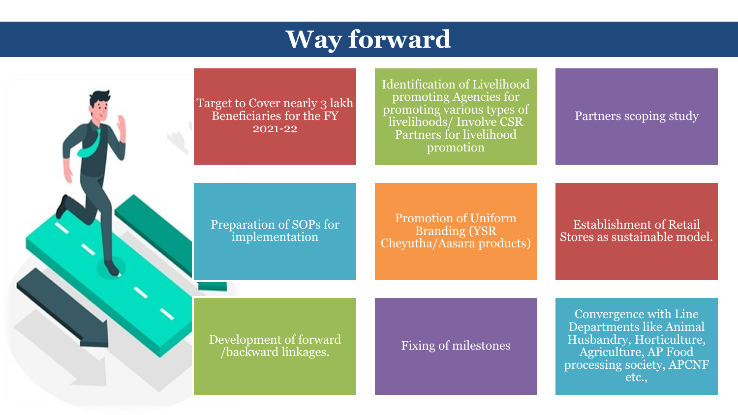# Way forward

- Target to Cover nearly 3 lakh Beneficiaries for the FY 2021-22
- Identification of Livelihood promoting Agencies for promoting various types of livelihoods/ Involve CSR Partners for livelihood promotion
- Partners scoping study
- Preparation of SOPs for implementation
- Promotion of Uniform Branding (YSR Cheyutha/Aasara products)
- Establishment of Retail Stores as sustainable model.
- Development of forward /backward linkages.
- Fixing of milestones
- Convergence with Line Departments like Animal Husbandry, Horticulture, Agriculture, AP Food processing society, APCNF etc.,